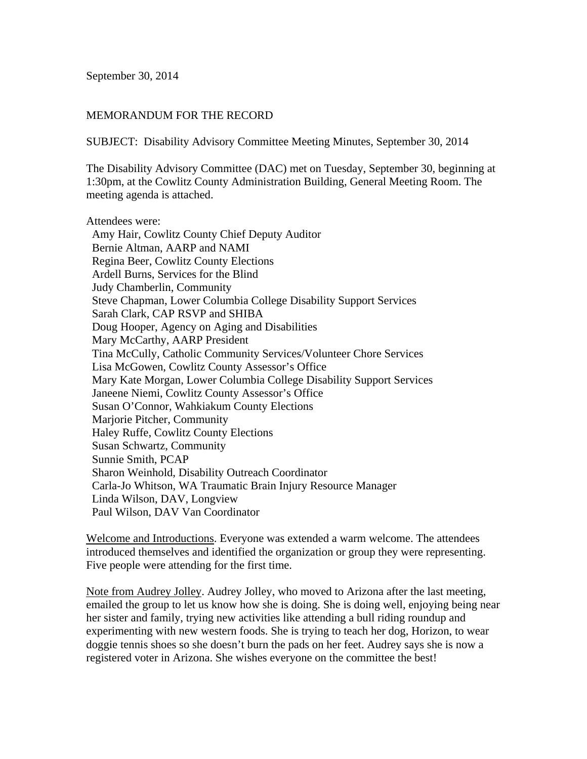September 30, 2014

MEMORANDUM FOR THE RECORD

SUBJECT: Disability Advisory Committee Meeting Minutes, September 30, 2014

The Disability Advisory Committee (DAC) met on Tuesday, September 30, beginning at 1:30pm, at the Cowlitz County Administration Building, General Meeting Room. The meeting agenda is attached.

Attendees were:

- Amy Hair, Cowlitz County Chief Deputy Auditor
- Bernie Altman, AARP and NAMI
- Regina Beer, Cowlitz County Elections
- Ardell Burns, Services for the Blind
- Judy Chamberlin, Community
- Steve Chapman, Lower Columbia College Disability Support Services
- Sarah Clark, CAP RSVP and SHIBA
- Doug Hooper, Agency on Aging and Disabilities
- Mary McCarthy, AARP President
- Tina McCully, Catholic Community Services/Volunteer Chore Services
- Lisa McGowen, Cowlitz County Assessor's Office
- Mary Kate Morgan, Lower Columbia College Disability Support Services
- Janeene Niemi, Cowlitz County Assessor's Office
- Susan O'Connor, Wahkiakum County Elections
- Marjorie Pitcher, Community
- Haley Ruffe, Cowlitz County Elections
- Susan Schwartz, Community
- Sunnie Smith, PCAP
- Sharon Weinhold, Disability Outreach Coordinator
- Carla-Jo Whitson, WA Traumatic Brain Injury Resource Manager
- Linda Wilson, DAV, Longview
- Paul Wilson, DAV Van Coordinator

<u>Welcome and Introductions</u>. Everyone was extended a warm welcome. The attendees introduced themselves and identified the organization or group they were representing. Five people were attending for the first time.

<u>Note from Audrey Jolley</u>. Audrey Jolley, who moved to Arizona after the last meeting, emailed the group to let us know how she is doing. She is doing well, enjoying being near her sister and family, trying new activities like attending a bull riding roundup and experimenting with new western foods. She is trying to teach her dog, Horizon, to wear doggie tennis shoes so she doesn't burn the pads on her feet. Audrey says she is now a registered voter in Arizona. She wishes everyone on the committee the best!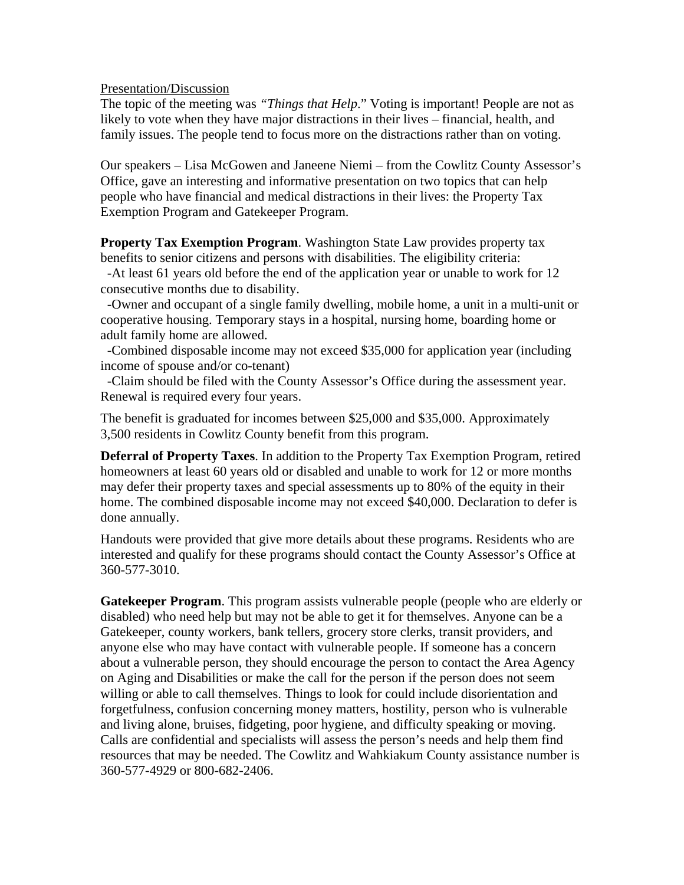Presentation/Discussion

The topic of the meeting was *"Things that Help*." Voting is important! People are not as likely to vote when they have major distractions in their lives – financial, health, and family issues. The people tend to focus more on the distractions rather than on voting.

Our speakers – Lisa McGowen and Janeene Niemi – from the Cowlitz County Assessor's Office, gave an interesting and informative presentation on two topics that can help people who have financial and medical distractions in their lives: the Property Tax Exemption Program and Gatekeeper Program.

**Property Tax Exemption Program**. Washington State Law provides property tax benefits to senior citizens and persons with disabilities. The eligibility criteria:

-At least 61 years old before the end of the application year or unable to work for 12 consecutive months due to disability.

-Owner and occupant of a single family dwelling, mobile home, a unit in a multi-unit or cooperative housing. Temporary stays in a hospital, nursing home, boarding home or adult family home are allowed.

-Combined disposable income may not exceed $35,000 for application year (including income of spouse and/or co-tenant)

-Claim should be filed with the County Assessor's Office during the assessment year. Renewal is required every four years.

The benefit is graduated for incomes between $25,000 and $35,000. Approximately 3,500 residents in Cowlitz County benefit from this program.

**Deferral of Property Taxes**. In addition to the Property Tax Exemption Program, retired homeowners at least 60 years old or disabled and unable to work for 12 or more months may defer their property taxes and special assessments up to 80% of the equity in their home. The combined disposable income may not exceed $40,000. Declaration to defer is done annually.

Handouts were provided that give more details about these programs. Residents who are interested and qualify for these programs should contact the County Assessor's Office at 360-577-3010.

**Gatekeeper Program**. This program assists vulnerable people (people who are elderly or disabled) who need help but may not be able to get it for themselves. Anyone can be a Gatekeeper, county workers, bank tellers, grocery store clerks, transit providers, and anyone else who may have contact with vulnerable people. If someone has a concern about a vulnerable person, they should encourage the person to contact the Area Agency on Aging and Disabilities or make the call for the person if the person does not seem willing or able to call themselves. Things to look for could include disorientation and forgetfulness, confusion concerning money matters, hostility, person who is vulnerable and living alone, bruises, fidgeting, poor hygiene, and difficulty speaking or moving. Calls are confidential and specialists will assess the person's needs and help them find resources that may be needed. The Cowlitz and Wahkiakum County assistance number is 360-577-4929 or 800-682-2406.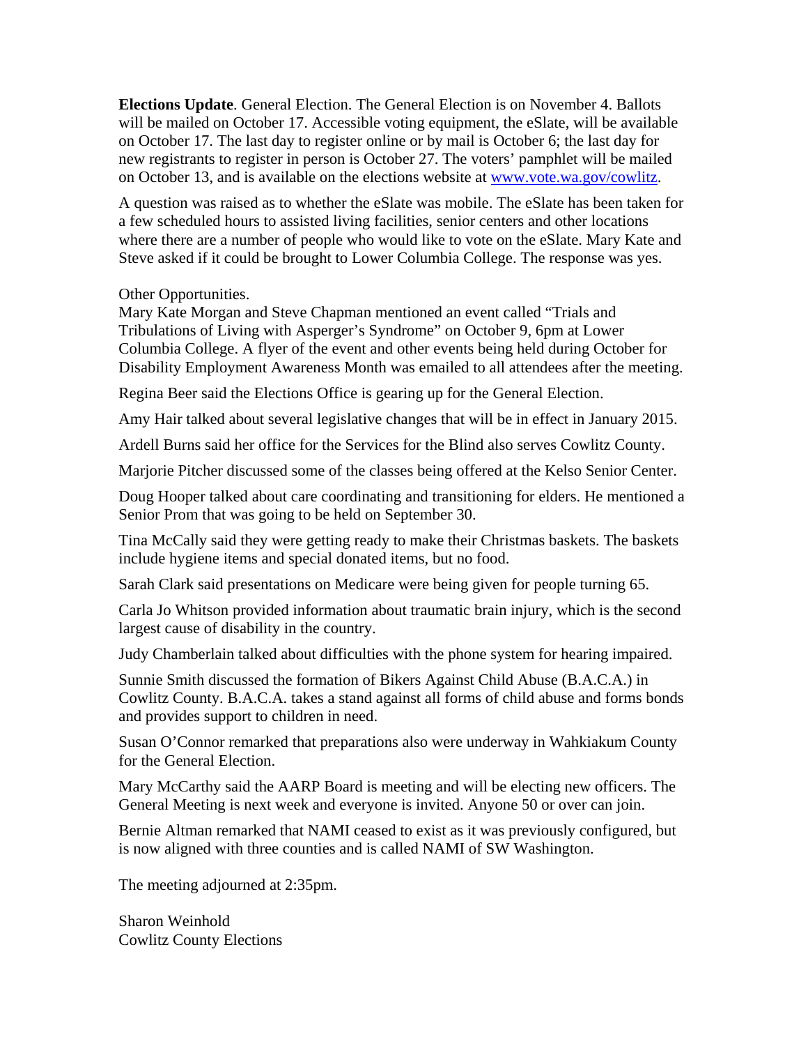**Elections Update**. General Election. The General Election is on November 4. Ballots will be mailed on October 17. Accessible voting equipment, the eSlate, will be available on October 17. The last day to register online or by mail is October 6; the last day for new registrants to register in person is October 27. The voters' pamphlet will be mailed on October 13, and is available on the elections website at [www.vote.wa.gov/cowlitz](www.vote.wa.gov/cowlitz).

A question was raised as to whether the eSlate was mobile. The eSlate has been taken for a few scheduled hours to assisted living facilities, senior centers and other locations where there are a number of people who would like to vote on the eSlate. Mary Kate and Steve asked if it could be brought to Lower Columbia College. The response was yes.

Other Opportunities.
Mary Kate Morgan and Steve Chapman mentioned an event called "Trials and Tribulations of Living with Asperger's Syndrome" on October 9, 6pm at Lower Columbia College. A flyer of the event and other events being held during October for Disability Employment Awareness Month was emailed to all attendees after the meeting.

Regina Beer said the Elections Office is gearing up for the General Election.

Amy Hair talked about several legislative changes that will be in effect in January 2015.

Ardell Burns said her office for the Services for the Blind also serves Cowlitz County.

Marjorie Pitcher discussed some of the classes being offered at the Kelso Senior Center.

Doug Hooper talked about care coordinating and transitioning for elders. He mentioned a Senior Prom that was going to be held on September 30.

Tina McCally said they were getting ready to make their Christmas baskets. The baskets include hygiene items and special donated items, but no food.

Sarah Clark said presentations on Medicare were being given for people turning 65.

Carla Jo Whitson provided information about traumatic brain injury, which is the second largest cause of disability in the country.

Judy Chamberlain talked about difficulties with the phone system for hearing impaired.

Sunnie Smith discussed the formation of Bikers Against Child Abuse (B.A.C.A.) in Cowlitz County. B.A.C.A. takes a stand against all forms of child abuse and forms bonds and provides support to children in need.

Susan O'Connor remarked that preparations also were underway in Wahkiakum County for the General Election.

Mary McCarthy said the AARP Board is meeting and will be electing new officers. The General Meeting is next week and everyone is invited. Anyone 50 or over can join.

Bernie Altman remarked that NAMI ceased to exist as it was previously configured, but is now aligned with three counties and is called NAMI of SW Washington.

The meeting adjourned at 2:35pm.

Sharon Weinhold
Cowlitz County Elections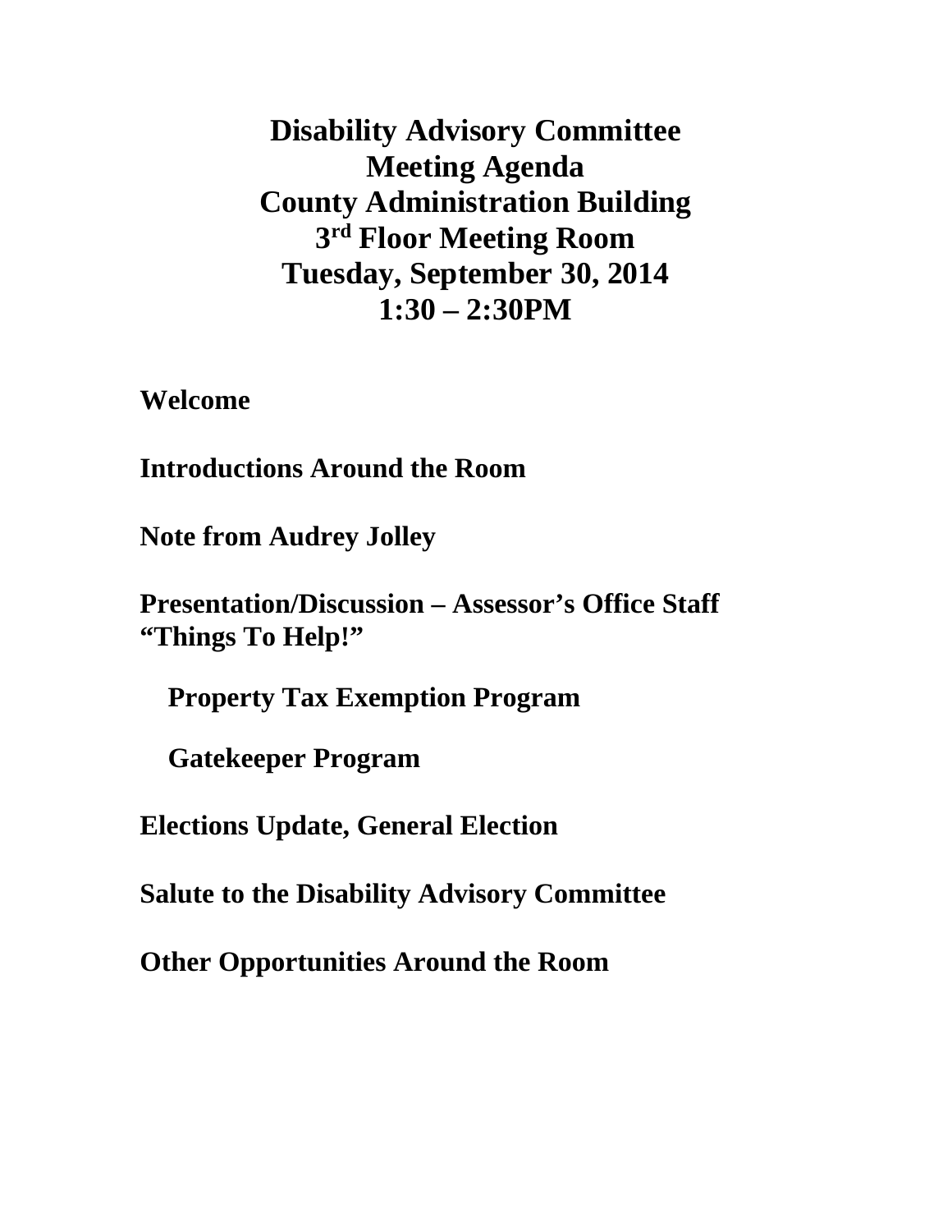# Disability Advisory Committee
# Meeting Agenda
# County Administration Building
# 3rd Floor Meeting Room
# Tuesday, September 30, 2014
# 1:30 – 2:30PM

**Welcome**

**Introductions Around the Room**

**Note from Audrey Jolley**

**Presentation/Discussion – Assessor's Office Staff "Things To Help!"**

- **Property Tax Exemption Program**
- **Gatekeeper Program**

**Elections Update, General Election**

**Salute to the Disability Advisory Committee**

**Other Opportunities Around the Room**